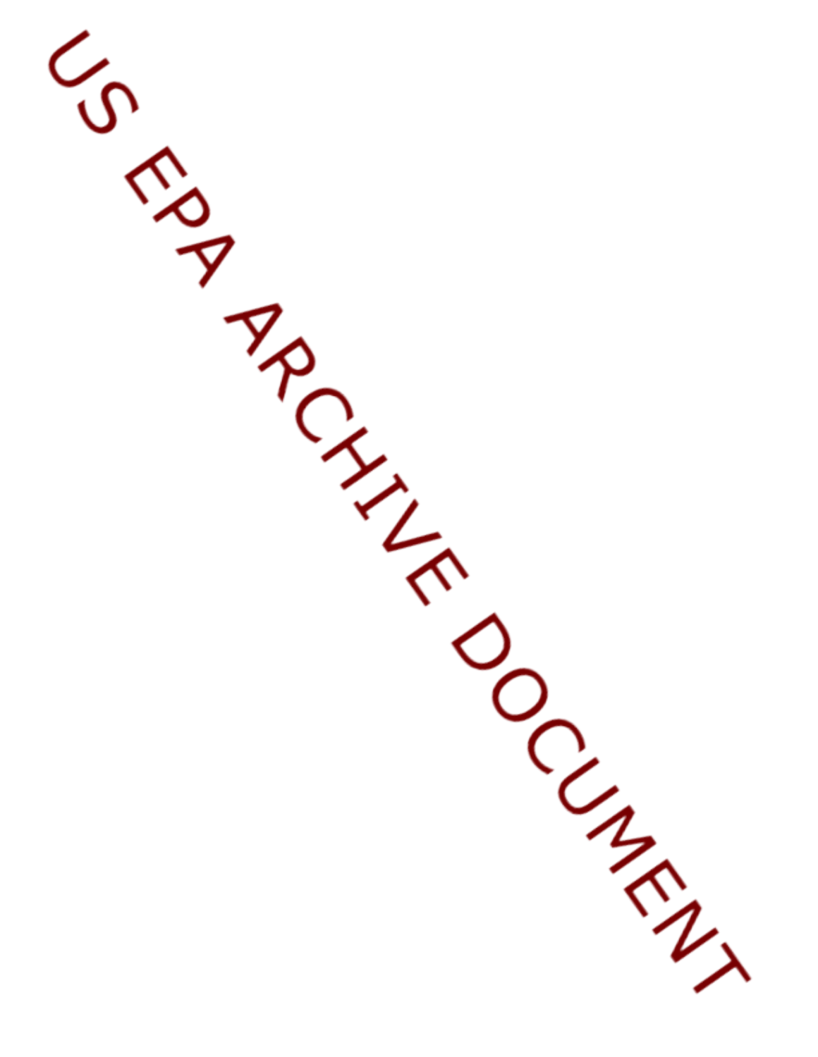US EPA ARCHIVE DOCUMENT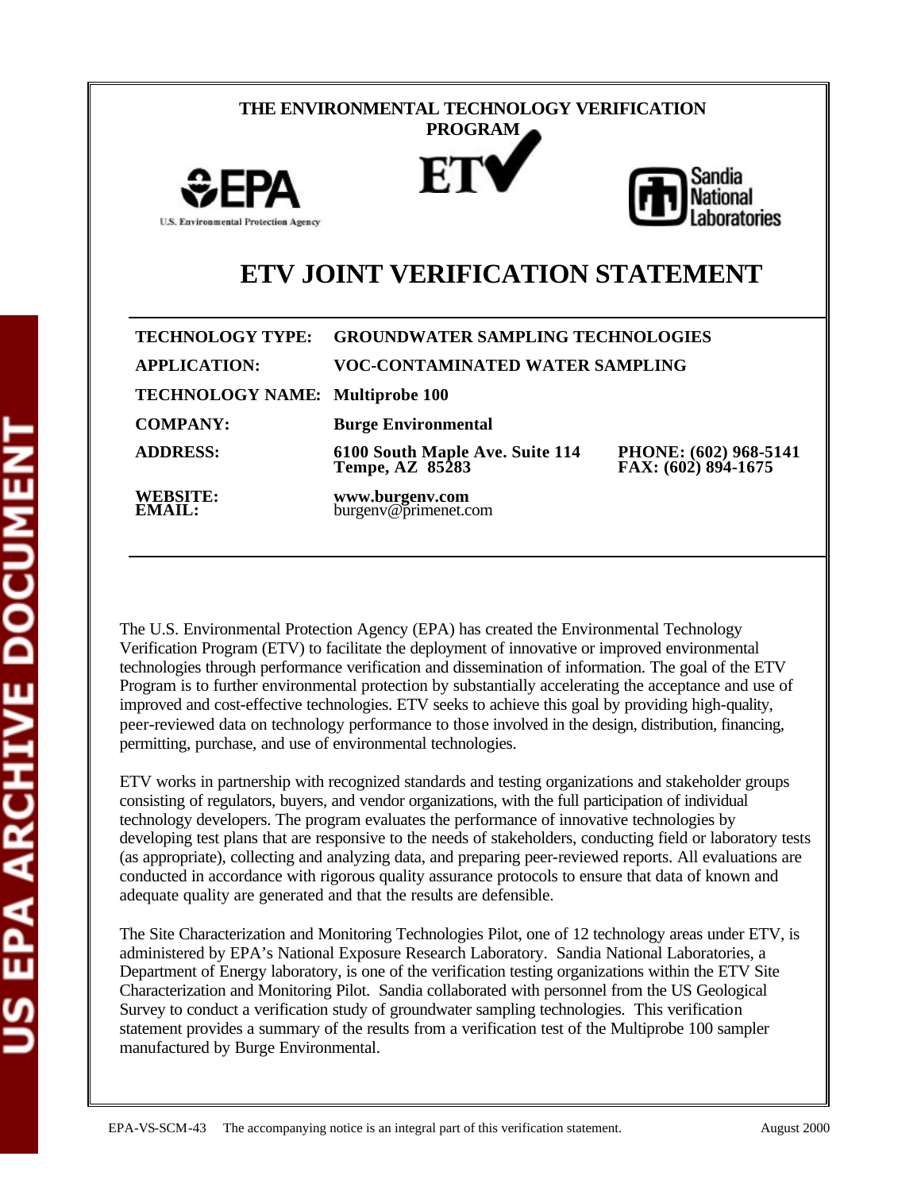**THE ENVIRONMENTAL TECHNOLOGY VERIFICATION PROGRAM**

U.S. Environmental Protection Agency

Sandia National Laboratories

# ETV JOINT VERIFICATION STATEMENT

| | | |
|---|---|---|
| **TECHNOLOGY TYPE:** | **GROUNDWATER SAMPLING TECHNOLOGIES** | |
| **APPLICATION:** | **VOC-CONTAMINATED WATER SAMPLING** | |
| **TECHNOLOGY NAME:** | **Multiprobe 100** | |
| **COMPANY:** | **Burge Environmental** | |
| **ADDRESS:** | **6100 South Maple Ave. Suite 114 Tempe, AZ 85283** | **PHONE: (602) 968-5141 FAX: (602) 894-1675** |
| **WEBSITE: EMAIL:** | **www.burgenv.com** burgenv@primenet.com | |

The U.S. Environmental Protection Agency (EPA) has created the Environmental Technology Verification Program (ETV) to facilitate the deployment of innovative or improved environmental technologies through performance verification and dissemination of information. The goal of the ETV Program is to further environmental protection by substantially accelerating the acceptance and use of improved and cost-effective technologies. ETV seeks to achieve this goal by providing high-quality, peer-reviewed data on technology performance to those involved in the design, distribution, financing, permitting, purchase, and use of environmental technologies.

ETV works in partnership with recognized standards and testing organizations and stakeholder groups consisting of regulators, buyers, and vendor organizations, with the full participation of individual technology developers. The program evaluates the performance of innovative technologies by developing test plans that are responsive to the needs of stakeholders, conducting field or laboratory tests (as appropriate), collecting and analyzing data, and preparing peer-reviewed reports. All evaluations are conducted in accordance with rigorous quality assurance protocols to ensure that data of known and adequate quality are generated and that the results are defensible.

The Site Characterization and Monitoring Technologies Pilot, one of 12 technology areas under ETV, is administered by EPA's National Exposure Research Laboratory. Sandia National Laboratories, a Department of Energy laboratory, is one of the verification testing organizations within the ETV Site Characterization and Monitoring Pilot. Sandia collaborated with personnel from the US Geological Survey to conduct a verification study of groundwater sampling technologies. This verification statement provides a summary of the results from a verification test of the Multiprobe 100 sampler manufactured by Burge Environmental.

EPA-VS-SCM-43 The accompanying notice is an integral part of this verification statement. August 2000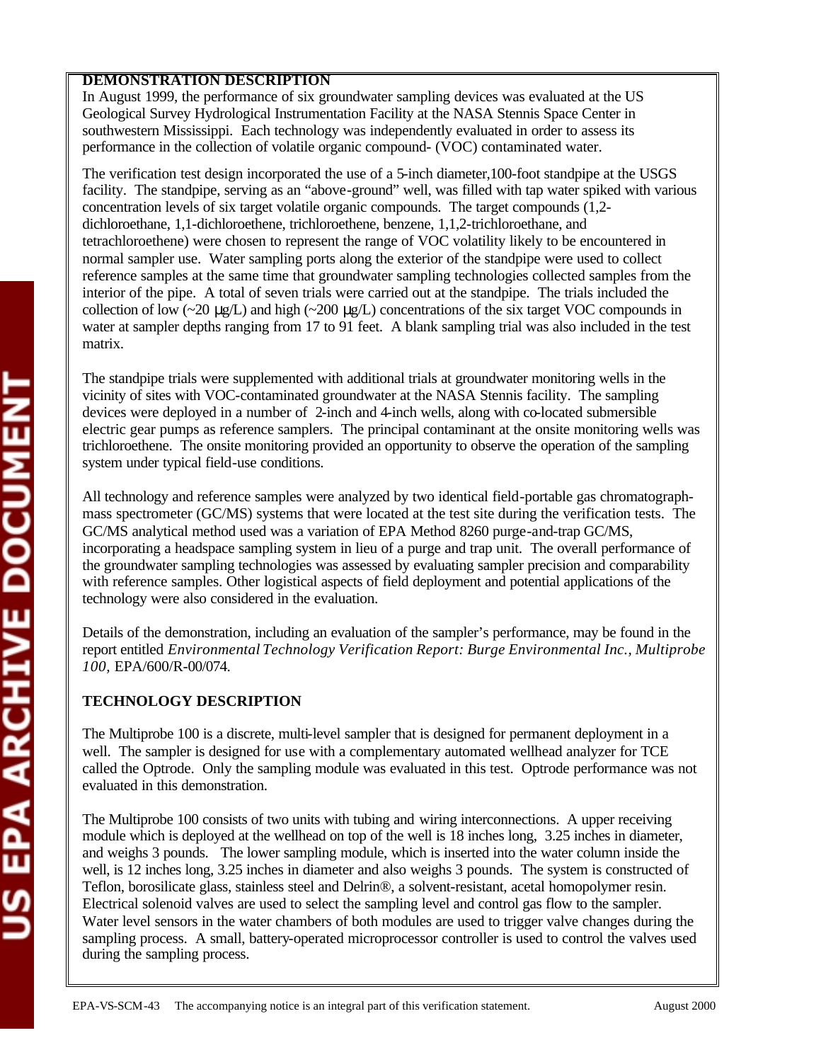## DEMONSTRATION DESCRIPTION

In August 1999, the performance of six groundwater sampling devices was evaluated at the US Geological Survey Hydrological Instrumentation Facility at the NASA Stennis Space Center in southwestern Mississippi. Each technology was independently evaluated in order to assess its performance in the collection of volatile organic compound- (VOC) contaminated water.

The verification test design incorporated the use of a 5-inch diameter,100-foot standpipe at the USGS facility. The standpipe, serving as an "above-ground" well, was filled with tap water spiked with various concentration levels of six target volatile organic compounds. The target compounds (1,2-dichloroethane, 1,1-dichloroethene, trichloroethene, benzene, 1,1,2-trichloroethane, and tetrachloroethene) were chosen to represent the range of VOC volatility likely to be encountered in normal sampler use. Water sampling ports along the exterior of the standpipe were used to collect reference samples at the same time that groundwater sampling technologies collected samples from the interior of the pipe. A total of seven trials were carried out at the standpipe. The trials included the collection of low (~20 µg/L) and high (~200 µg/L) concentrations of the six target VOC compounds in water at sampler depths ranging from 17 to 91 feet. A blank sampling trial was also included in the test matrix.

The standpipe trials were supplemented with additional trials at groundwater monitoring wells in the vicinity of sites with VOC-contaminated groundwater at the NASA Stennis facility. The sampling devices were deployed in a number of 2-inch and 4-inch wells, along with co-located submersible electric gear pumps as reference samplers. The principal contaminant at the onsite monitoring wells was trichloroethene. The onsite monitoring provided an opportunity to observe the operation of the sampling system under typical field-use conditions.

All technology and reference samples were analyzed by two identical field-portable gas chromatograph-mass spectrometer (GC/MS) systems that were located at the test site during the verification tests. The GC/MS analytical method used was a variation of EPA Method 8260 purge-and-trap GC/MS, incorporating a headspace sampling system in lieu of a purge and trap unit. The overall performance of the groundwater sampling technologies was assessed by evaluating sampler precision and comparability with reference samples. Other logistical aspects of field deployment and potential applications of the technology were also considered in the evaluation.

Details of the demonstration, including an evaluation of the sampler's performance, may be found in the report entitled *Environmental Technology Verification Report: Burge Environmental Inc., Multiprobe 100,* EPA/600/R-00/074.

## TECHNOLOGY DESCRIPTION

The Multiprobe 100 is a discrete, multi-level sampler that is designed for permanent deployment in a well. The sampler is designed for use with a complementary automated wellhead analyzer for TCE called the Optrode. Only the sampling module was evaluated in this test. Optrode performance was not evaluated in this demonstration.

The Multiprobe 100 consists of two units with tubing and wiring interconnections. A upper receiving module which is deployed at the wellhead on top of the well is 18 inches long, 3.25 inches in diameter, and weighs 3 pounds. The lower sampling module, which is inserted into the water column inside the well, is 12 inches long, 3.25 inches in diameter and also weighs 3 pounds. The system is constructed of Teflon, borosilicate glass, stainless steel and Delrin®, a solvent-resistant, acetal homopolymer resin. Electrical solenoid valves are used to select the sampling level and control gas flow to the sampler. Water level sensors in the water chambers of both modules are used to trigger valve changes during the sampling process. A small, battery-operated microprocessor controller is used to control the valves used during the sampling process.

EPA-VS-SCM-43 The accompanying notice is an integral part of this verification statement. August 2000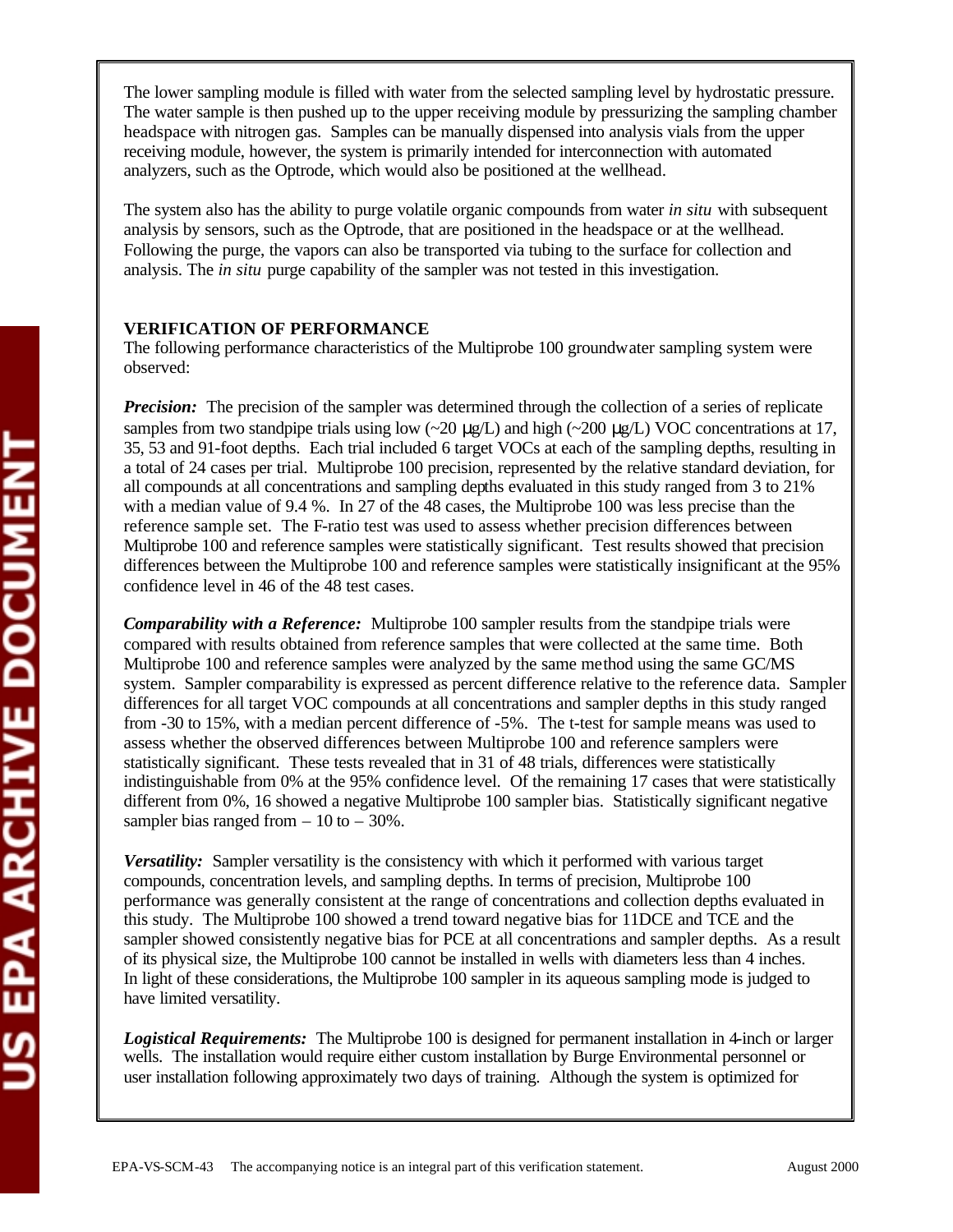The lower sampling module is filled with water from the selected sampling level by hydrostatic pressure. The water sample is then pushed up to the upper receiving module by pressurizing the sampling chamber headspace with nitrogen gas. Samples can be manually dispensed into analysis vials from the upper receiving module, however, the system is primarily intended for interconnection with automated analyzers, such as the Optrode, which would also be positioned at the wellhead.

The system also has the ability to purge volatile organic compounds from water *in situ* with subsequent analysis by sensors, such as the Optrode, that are positioned in the headspace or at the wellhead. Following the purge, the vapors can also be transported via tubing to the surface for collection and analysis. The *in situ* purge capability of the sampler was not tested in this investigation.

**VERIFICATION OF PERFORMANCE**

The following performance characteristics of the Multiprobe 100 groundwater sampling system were observed:

***Precision:*** The precision of the sampler was determined through the collection of a series of replicate samples from two standpipe trials using low (~20 µg/L) and high (~200 µg/L) VOC concentrations at 17, 35, 53 and 91-foot depths. Each trial included 6 target VOCs at each of the sampling depths, resulting in a total of 24 cases per trial. Multiprobe 100 precision, represented by the relative standard deviation, for all compounds at all concentrations and sampling depths evaluated in this study ranged from 3 to 21% with a median value of 9.4 %. In 27 of the 48 cases, the Multiprobe 100 was less precise than the reference sample set. The F-ratio test was used to assess whether precision differences between Multiprobe 100 and reference samples were statistically significant. Test results showed that precision differences between the Multiprobe 100 and reference samples were statistically insignificant at the 95% confidence level in 46 of the 48 test cases.

***Comparability with a Reference:*** Multiprobe 100 sampler results from the standpipe trials were compared with results obtained from reference samples that were collected at the same time. Both Multiprobe 100 and reference samples were analyzed by the same method using the same GC/MS system. Sampler comparability is expressed as percent difference relative to the reference data. Sampler differences for all target VOC compounds at all concentrations and sampler depths in this study ranged from -30 to 15%, with a median percent difference of -5%. The t-test for sample means was used to assess whether the observed differences between Multiprobe 100 and reference samplers were statistically significant. These tests revealed that in 31 of 48 trials, differences were statistically indistinguishable from 0% at the 95% confidence level. Of the remaining 17 cases that were statistically different from 0%, 16 showed a negative Multiprobe 100 sampler bias. Statistically significant negative sampler bias ranged from – 10 to – 30%.

***Versatility:*** Sampler versatility is the consistency with which it performed with various target compounds, concentration levels, and sampling depths. In terms of precision, Multiprobe 100 performance was generally consistent at the range of concentrations and collection depths evaluated in this study. The Multiprobe 100 showed a trend toward negative bias for 11DCE and TCE and the sampler showed consistently negative bias for PCE at all concentrations and sampler depths. As a result of its physical size, the Multiprobe 100 cannot be installed in wells with diameters less than 4 inches. In light of these considerations, the Multiprobe 100 sampler in its aqueous sampling mode is judged to have limited versatility.

***Logistical Requirements:*** The Multiprobe 100 is designed for permanent installation in 4-inch or larger wells. The installation would require either custom installation by Burge Environmental personnel or user installation following approximately two days of training. Although the system is optimized for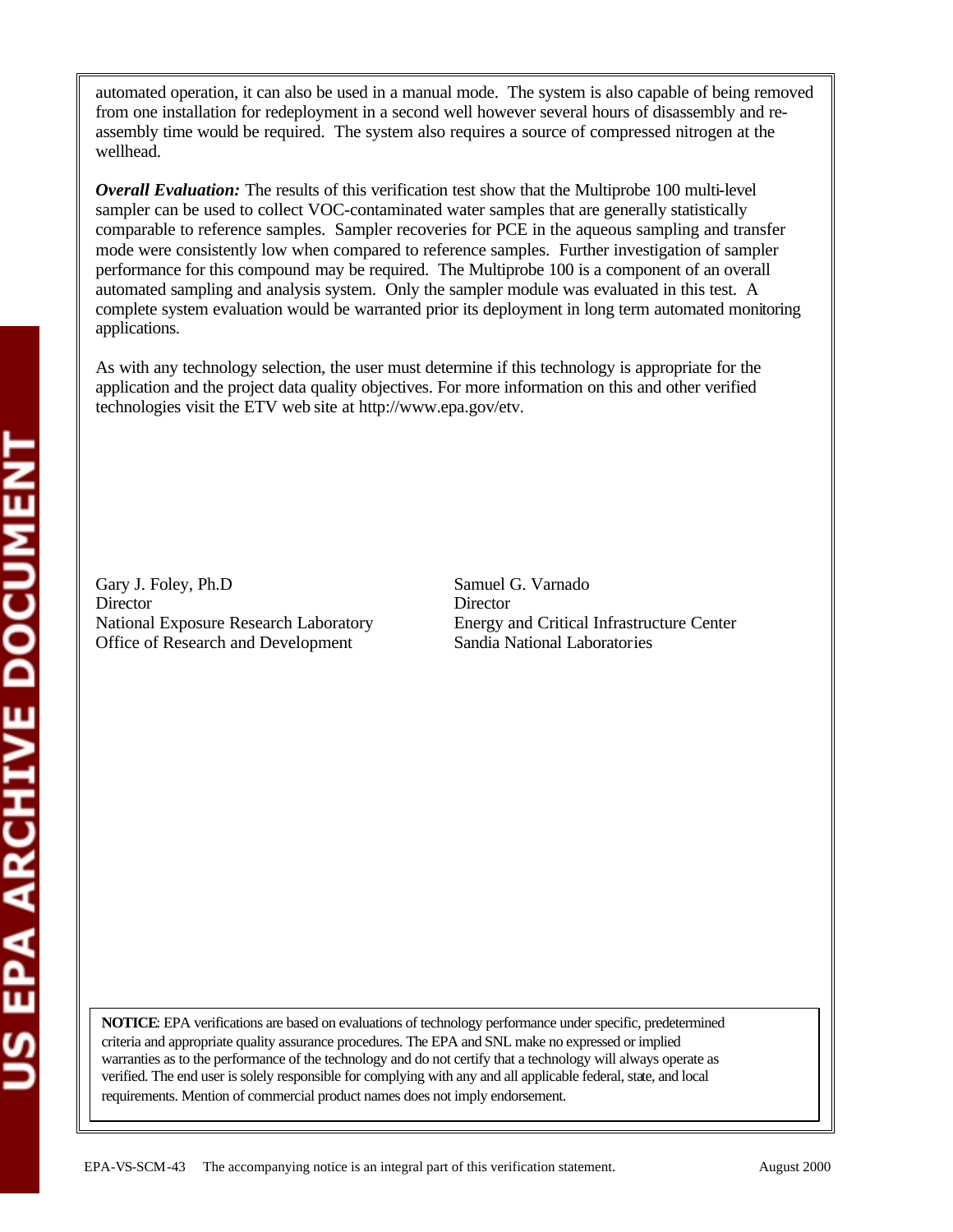automated operation, it can also be used in a manual mode. The system is also capable of being removed from one installation for redeployment in a second well however several hours of disassembly and re-assembly time would be required. The system also requires a source of compressed nitrogen at the wellhead.

***Overall Evaluation:*** The results of this verification test show that the Multiprobe 100 multi-level sampler can be used to collect VOC-contaminated water samples that are generally statistically comparable to reference samples. Sampler recoveries for PCE in the aqueous sampling and transfer mode were consistently low when compared to reference samples. Further investigation of sampler performance for this compound may be required. The Multiprobe 100 is a component of an overall automated sampling and analysis system. Only the sampler module was evaluated in this test. A complete system evaluation would be warranted prior its deployment in long term automated monitoring applications.

As with any technology selection, the user must determine if this technology is appropriate for the application and the project data quality objectives. For more information on this and other verified technologies visit the ETV web site at http://www.epa.gov/etv.

Gary J. Foley, Ph.D
Director
National Exposure Research Laboratory
Office of Research and Development

Samuel G. Varnado
Director
Energy and Critical Infrastructure Center
Sandia National Laboratories

**NOTICE**: EPA verifications are based on evaluations of technology performance under specific, predetermined criteria and appropriate quality assurance procedures. The EPA and SNL make no expressed or implied warranties as to the performance of the technology and do not certify that a technology will always operate as verified. The end user is solely responsible for complying with any and all applicable federal, state, and local requirements. Mention of commercial product names does not imply endorsement.

EPA-VS-SCM-43 The accompanying notice is an integral part of this verification statement. August 2000